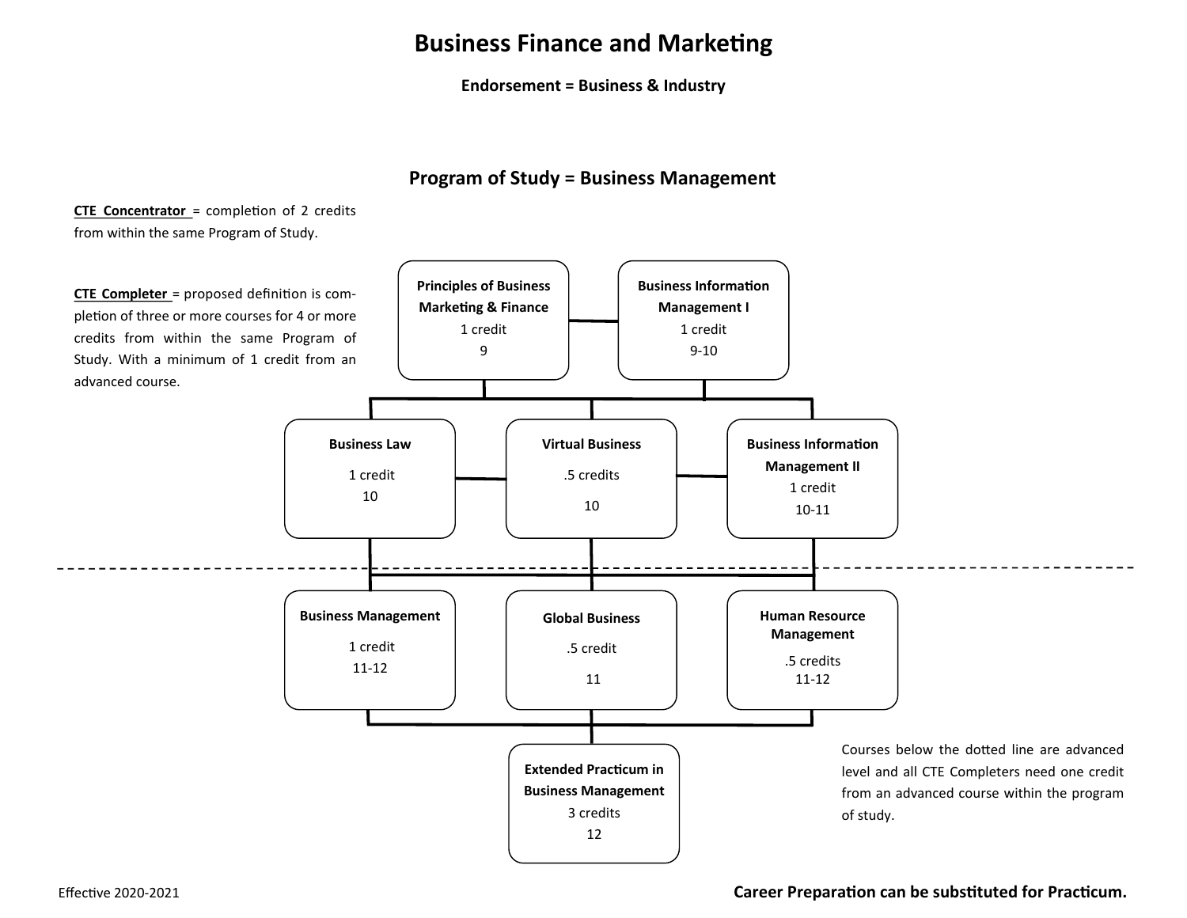# Business Finance and Marketing

**Endorsement = Business & Industry**

## Program of Study = Business Management

**CTE Concentrator** = completion of 2 credits from within the same Program of Study.

**CTE Completer** = proposed definition is completion of three or more courses for 4 or more credits from within the same Program of Study. With a minimum of 1 credit from an advanced course.

**Principles of Business Marketing & Finance**
1 credit
9

**Business Information Management I**
1 credit
9-10

**Business Law**
1 credit
10

**Virtual Business**
.5 credits
10

**Business Information Management II**
1 credit
10-11

**Business Management**
1 credit
11-12

**Global Business**
.5 credit
11

**Human Resource Management**
.5 credits
11-12

**Extended Practicum in Business Management**
3 credits
12

Courses below the dotted line are advanced level and all CTE Completers need one credit from an advanced course within the program of study.

Effective 2020-2021

**Career Preparation can be substituted for Practicum.**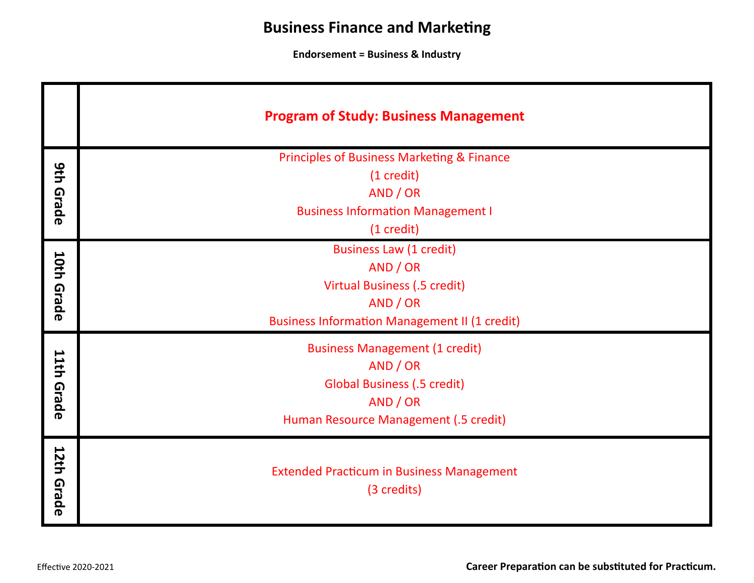# Business Finance and Marketing

**Endorsement = Business & Industry**

| | Program of Study: Business Management |
|---|---|
| 9th Grade | Principles of Business Marketing & Finance (1 credit) AND / OR Business Information Management I (1 credit) |
| 10th Grade | Business Law (1 credit) AND / OR Virtual Business (.5 credit) AND / OR Business Information Management II (1 credit) |
| 11th Grade | Business Management (1 credit) AND / OR Global Business (.5 credit) AND / OR Human Resource Management (.5 credit) |
| 12th Grade | Extended Practicum in Business Management (3 credits) |

Effective 2020-2021

**Career Preparation can be substituted for Practicum.**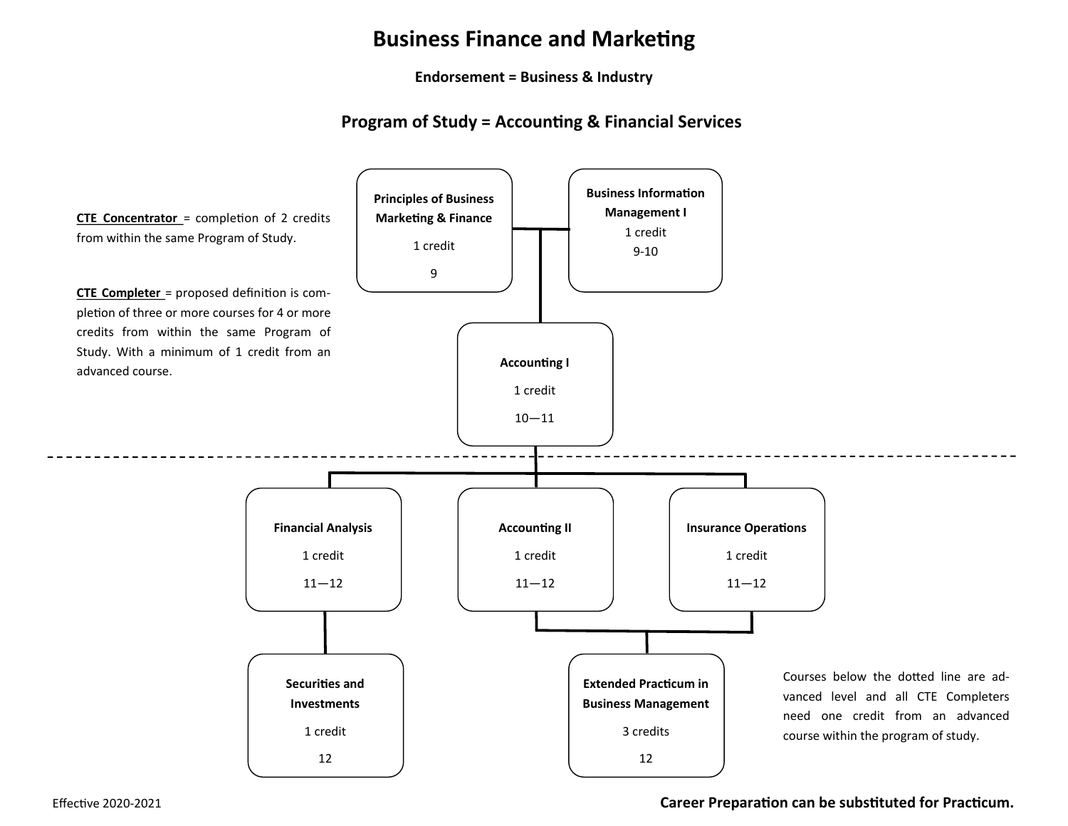# Business Finance and Marketing

**Endorsement = Business & Industry**

## Program of Study = Accounting & Financial Services

**CTE Concentrator** = completion of 2 credits from within the same Program of Study.

**CTE Completer** = proposed definition is completion of three or more courses for 4 or more credits from within the same Program of Study. With a minimum of 1 credit from an advanced course.

**Principles of Business Marketing & Finance**
1 credit
9

**Business Information Management I**
1 credit
9-10

**Accounting I**
1 credit
10—11

**Financial Analysis**
1 credit
11—12

**Accounting II**
1 credit
11—12

**Insurance Operations**
1 credit
11—12

**Securities and Investments**
1 credit
12

**Extended Practicum in Business Management**
3 credits
12

Courses below the dotted line are advanced level and all CTE Completers need one credit from an advanced course within the program of study.

Effective 2020-2021

**Career Preparation can be substituted for Practicum.**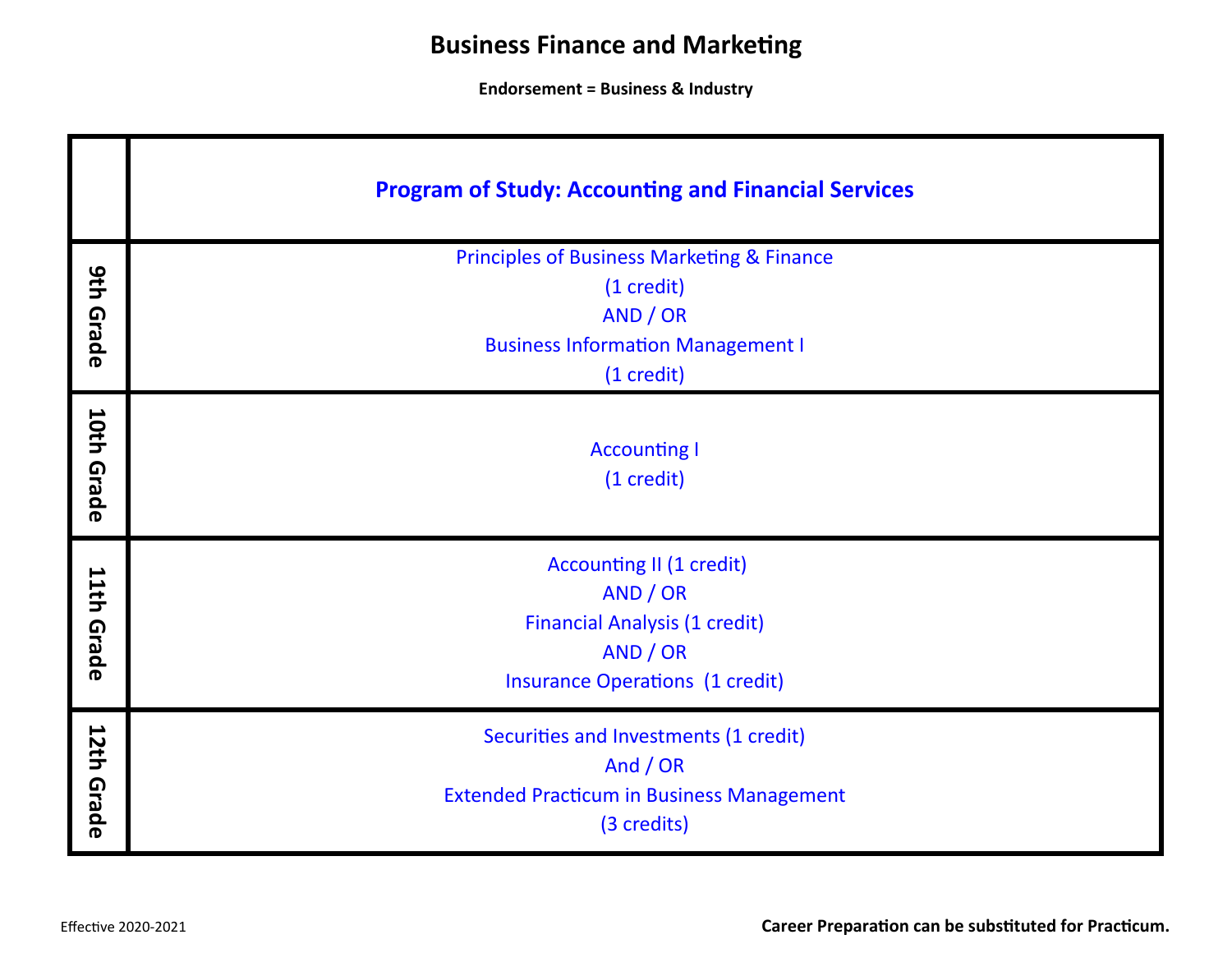# Business Finance and Marketing

**Endorsement = Business & Industry**

| | **Program of Study: Accounting and Financial Services** |
|---|---|
| **9th Grade** | Principles of Business Marketing & Finance (1 credit) AND / OR Business Information Management I (1 credit) |
| **10th Grade** | Accounting I (1 credit) |
| **11th Grade** | Accounting II (1 credit) AND / OR Financial Analysis (1 credit) AND / OR Insurance Operations (1 credit) |
| **12th Grade** | Securities and Investments (1 credit) And / OR Extended Practicum in Business Management (3 credits) |

Effective 2020-2021

**Career Preparation can be substituted for Practicum.**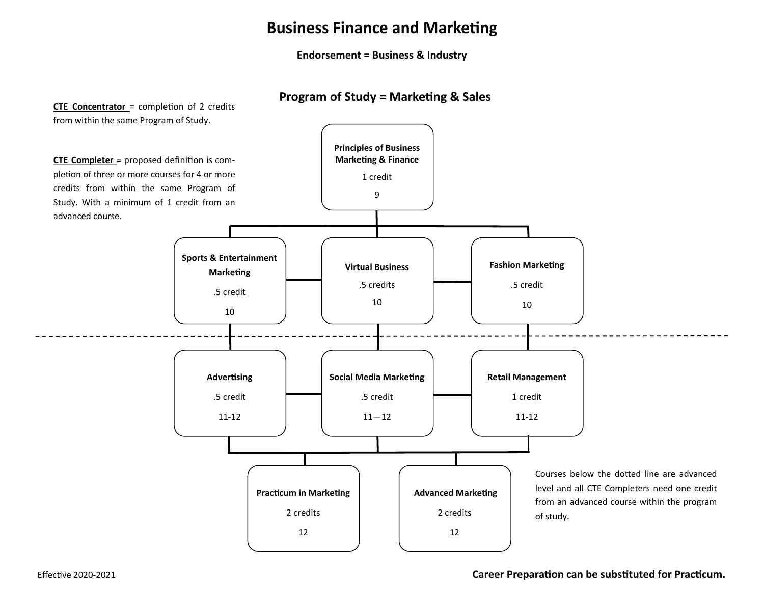# Business Finance and Marketing

**Endorsement = Business & Industry**

## Program of Study = Marketing & Sales

**CTE Concentrator** = completion of 2 credits from within the same Program of Study.

**CTE Completer** = proposed definition is completion of three or more courses for 4 or more credits from within the same Program of Study. With a minimum of 1 credit from an advanced course.

**Principles of Business Marketing & Finance**
1 credit
9

**Sports & Entertainment Marketing**
.5 credit
10

**Virtual Business**
.5 credits
10

**Fashion Marketing**
.5 credit
10

**Advertising**
.5 credit
11-12

**Social Media Marketing**
.5 credit
11—12

**Retail Management**
1 credit
11-12

**Practicum in Marketing**
2 credits
12

**Advanced Marketing**
2 credits
12

Courses below the dotted line are advanced level and all CTE Completers need one credit from an advanced course within the program of study.

Effective 2020-2021

**Career Preparation can be substituted for Practicum.**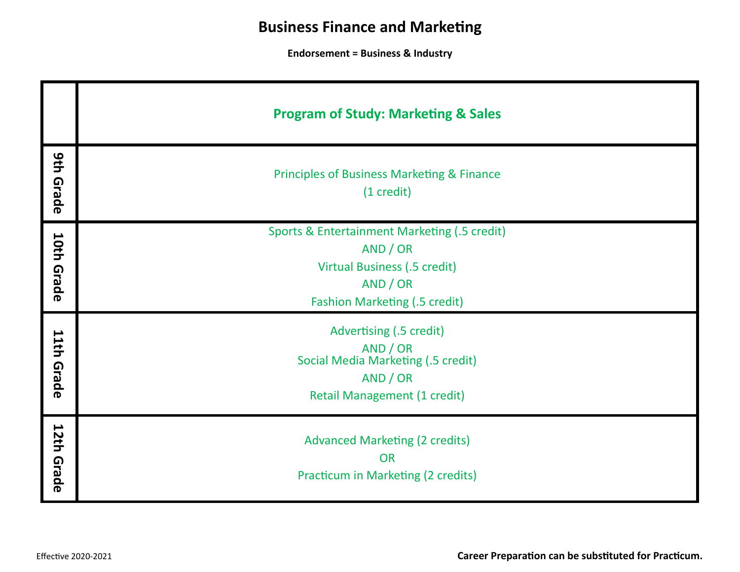# Business Finance and Marketing

**Endorsement = Business & Industry**

| | **Program of Study: Marketing & Sales** |
|---|---|
| **9th Grade** | Principles of Business Marketing & Finance (1 credit) |
| **10th Grade** | Sports & Entertainment Marketing (.5 credit) AND / OR Virtual Business (.5 credit) AND / OR Fashion Marketing (.5 credit) |
| **11th Grade** | Advertising (.5 credit) AND / OR Social Media Marketing (.5 credit) AND / OR Retail Management (1 credit) |
| **12th Grade** | Advanced Marketing (2 credits) OR Practicum in Marketing (2 credits) |

Effective 2020-2021

**Career Preparation can be substituted for Practicum.**